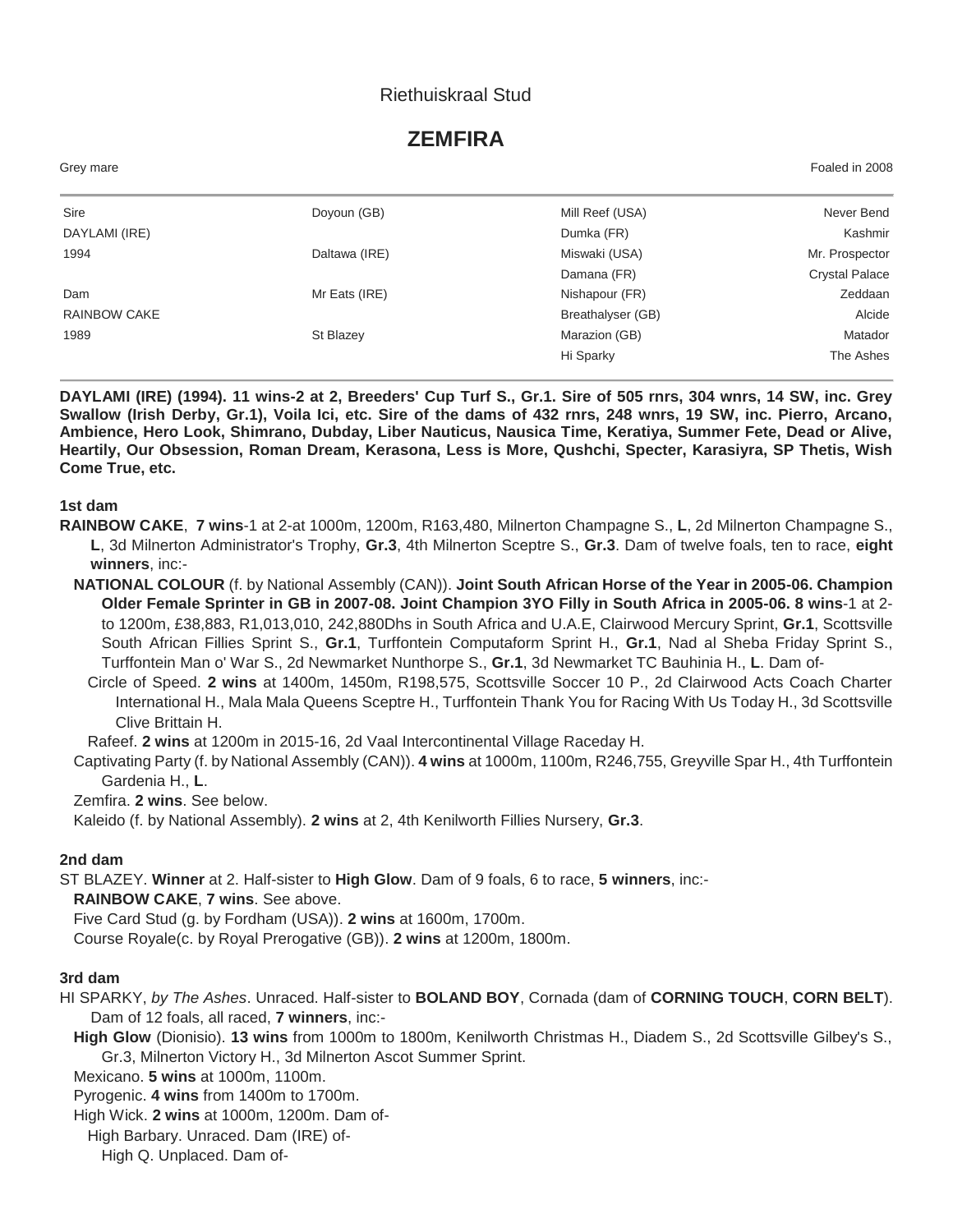Riethuiskraal Stud

# ZEMFIRA

Grey mare | Foaled in 2008

| | | | |
|---|---|---|---|
| Sire | Doyoun (GB) | Mill Reef (USA) | Never Bend |
| DAYLAMI (IRE) | | Dumka (FR) | Kashmir |
| 1994 | Daltawa (IRE) | Miswaki (USA) | Mr. Prospector |
| | | Damana (FR) | Crystal Palace |
| Dam | Mr Eats (IRE) | Nishapour (FR) | Zeddaan |
| RAINBOW CAKE | | Breathalyser (GB) | Alcide |
| 1989 | St Blazey | Marazion (GB) | Matador |
| | | Hi Sparky | The Ashes |

**DAYLAMI (IRE) (1994). 11 wins-2 at 2, Breeders' Cup Turf S., Gr.1. Sire of 505 rnrs, 304 wnrs, 14 SW, inc. Grey Swallow (Irish Derby, Gr.1), Voila Ici, etc. Sire of the dams of 432 rnrs, 248 wnrs, 19 SW, inc. Pierro, Arcano, Ambience, Hero Look, Shimrano, Dubday, Liber Nauticus, Nausica Time, Keratiya, Summer Fete, Dead or Alive, Heartily, Our Obsession, Roman Dream, Kerasona, Less is More, Qushchi, Specter, Karasiyra, SP Thetis, Wish Come True, etc.**

### 1st dam

**RAINBOW CAKE**, **7 wins**-1 at 2-at 1000m, 1200m, R163,480, Milnerton Champagne S., **L**, 2d Milnerton Champagne S., **L**, 3d Milnerton Administrator's Trophy, **Gr.3**, 4th Milnerton Sceptre S., **Gr.3**. Dam of twelve foals, ten to race, **eight winners**, inc:-

- **NATIONAL COLOUR** (f. by National Assembly (CAN)). **Joint South African Horse of the Year in 2005-06. Champion Older Female Sprinter in GB in 2007-08. Joint Champion 3YO Filly in South Africa in 2005-06. 8 wins**-1 at 2-to 1200m, £38,883, R1,013,010, 242,880Dhs in South Africa and U.A.E, Clairwood Mercury Sprint, **Gr.1**, Scottsville South African Fillies Sprint S., **Gr.1**, Turffontein Computaform Sprint H., **Gr.1**, Nad al Sheba Friday Sprint S., Turffontein Man o' War S., 2d Newmarket Nunthorpe S., **Gr.1**, 3d Newmarket TC Bauhinia H., **L**. Dam of-
  - Circle of Speed. **2 wins** at 1400m, 1450m, R198,575, Scottsville Soccer 10 P., 2d Clairwood Acts Coach Charter International H., Mala Mala Queens Sceptre H., Turffontein Thank You for Racing With Us Today H., 3d Scottsville Clive Brittain H.
  - Rafeef. **2 wins** at 1200m in 2015-16, 2d Vaal Intercontinental Village Raceday H.
- Captivating Party (f. by National Assembly (CAN)). **4 wins** at 1000m, 1100m, R246,755, Greyville Spar H., 4th Turffontein Gardenia H., **L**.
- Zemfira. **2 wins**. See below.
- Kaleido (f. by National Assembly). **2 wins** at 2, 4th Kenilworth Fillies Nursery, **Gr.3**.

### 2nd dam

ST BLAZEY. **Winner** at 2. Half-sister to **High Glow**. Dam of 9 foals, 6 to race, **5 winners**, inc:-

- **RAINBOW CAKE**, **7 wins**. See above.
- Five Card Stud (g. by Fordham (USA)). **2 wins** at 1600m, 1700m.
- Course Royale(c. by Royal Prerogative (GB)). **2 wins** at 1200m, 1800m.

### 3rd dam

HI SPARKY, *by The Ashes*. Unraced. Half-sister to **BOLAND BOY**, Cornada (dam of **CORNING TOUCH**, **CORN BELT**). Dam of 12 foals, all raced, **7 winners**, inc:-

- **High Glow** (Dionisio). **13 wins** from 1000m to 1800m, Kenilworth Christmas H., Diadem S., 2d Scottsville Gilbey's S., Gr.3, Milnerton Victory H., 3d Milnerton Ascot Summer Sprint.
- Mexicano. **5 wins** at 1000m, 1100m.
- Pyrogenic. **4 wins** from 1400m to 1700m.
- High Wick. **2 wins** at 1000m, 1200m. Dam of-
  - High Barbary. Unraced. Dam (IRE) of-
    - High Q. Unplaced. Dam of-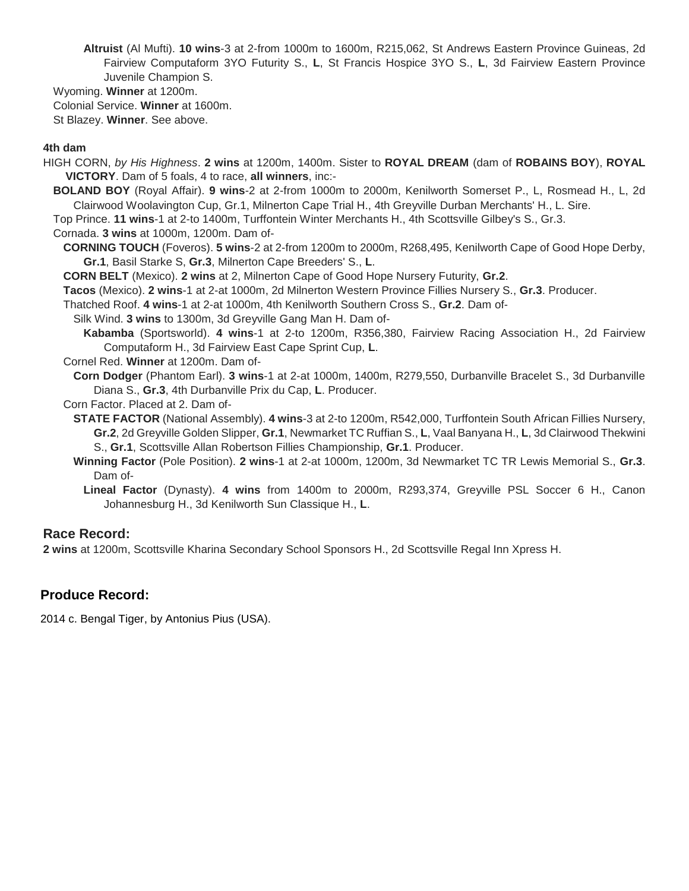**Altruist** (Al Mufti). **10 wins**-3 at 2-from 1000m to 1600m, R215,062, St Andrews Eastern Province Guineas, 2d Fairview Computaform 3YO Futurity S., **L**, St Francis Hospice 3YO S., **L**, 3d Fairview Eastern Province Juvenile Champion S.

Wyoming. **Winner** at 1200m.

Colonial Service. **Winner** at 1600m.

St Blazey. **Winner**. See above.

**4th dam**

HIGH CORN, *by His Highness*. **2 wins** at 1200m, 1400m. Sister to **ROYAL DREAM** (dam of **ROBAINS BOY**), **ROYAL VICTORY**. Dam of 5 foals, 4 to race, **all winners**, inc:-

**BOLAND BOY** (Royal Affair). **9 wins**-2 at 2-from 1000m to 2000m, Kenilworth Somerset P., L, Rosmead H., L, 2d Clairwood Woolavington Cup, Gr.1, Milnerton Cape Trial H., 4th Greyville Durban Merchants' H., L. Sire.

Top Prince. **11 wins**-1 at 2-to 1400m, Turffontein Winter Merchants H., 4th Scottsville Gilbey's S., Gr.3.

Cornada. **3 wins** at 1000m, 1200m. Dam of-

**CORNING TOUCH** (Foveros). **5 wins**-2 at 2-from 1200m to 2000m, R268,495, Kenilworth Cape of Good Hope Derby, **Gr.1**, Basil Starke S, **Gr.3**, Milnerton Cape Breeders' S., **L**.

**CORN BELT** (Mexico). **2 wins** at 2, Milnerton Cape of Good Hope Nursery Futurity, **Gr.2**.

**Tacos** (Mexico). **2 wins**-1 at 2-at 1000m, 2d Milnerton Western Province Fillies Nursery S., **Gr.3**. Producer.

Thatched Roof. **4 wins**-1 at 2-at 1000m, 4th Kenilworth Southern Cross S., **Gr.2**. Dam of-

Silk Wind. **3 wins** to 1300m, 3d Greyville Gang Man H. Dam of-

**Kabamba** (Sportsworld). **4 wins**-1 at 2-to 1200m, R356,380, Fairview Racing Association H., 2d Fairview Computaform H., 3d Fairview East Cape Sprint Cup, **L**.

Cornel Red. **Winner** at 1200m. Dam of-

**Corn Dodger** (Phantom Earl). **3 wins**-1 at 2-at 1000m, 1400m, R279,550, Durbanville Bracelet S., 3d Durbanville Diana S., **Gr.3**, 4th Durbanville Prix du Cap, **L**. Producer.

Corn Factor. Placed at 2. Dam of-

**STATE FACTOR** (National Assembly). **4 wins**-3 at 2-to 1200m, R542,000, Turffontein South African Fillies Nursery, **Gr.2**, 2d Greyville Golden Slipper, **Gr.1**, Newmarket TC Ruffian S., **L**, Vaal Banyana H., **L**, 3d Clairwood Thekwini S., **Gr.1**, Scottsville Allan Robertson Fillies Championship, **Gr.1**. Producer.

**Winning Factor** (Pole Position). **2 wins**-1 at 2-at 1000m, 1200m, 3d Newmarket TC TR Lewis Memorial S., **Gr.3**. Dam of-

**Lineal Factor** (Dynasty). **4 wins** from 1400m to 2000m, R293,374, Greyville PSL Soccer 6 H., Canon Johannesburg H., 3d Kenilworth Sun Classique H., **L**.

## Race Record:

**2 wins** at 1200m, Scottsville Kharina Secondary School Sponsors H., 2d Scottsville Regal Inn Xpress H.

## Produce Record:

2014 c. Bengal Tiger, by Antonius Pius (USA).